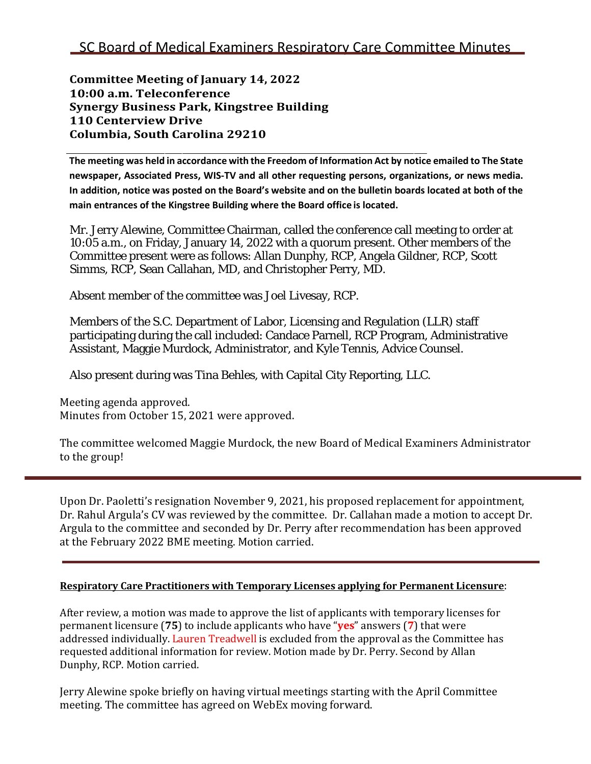# SC Board of Medical Examiners Respiratory Care Committee Minutes

**Committee Meeting of January 14, 2022**
**10:00 a.m. Teleconference**
**Synergy Business Park, Kingstree Building**
**110 Centerview Drive**
**Columbia, South Carolina 29210**

---

**The meeting was held in accordance with the Freedom of Information Act by notice emailed to The State newspaper, Associated Press, WIS-TV and all other requesting persons, organizations, or news media. In addition, notice was posted on the Board's website and on the bulletin boards located at both of the main entrances of the Kingstree Building where the Board office is located.**

Mr. Jerry Alewine, Committee Chairman, called the conference call meeting to order at 10:05 a.m., on Friday, January 14, 2022 with a quorum present. Other members of the Committee present were as follows: Allan Dunphy, RCP, Angela Gildner, RCP, Scott Simms, RCP, Sean Callahan, MD, and Christopher Perry, MD.

Absent member of the committee was Joel Livesay, RCP.

Members of the S.C. Department of Labor, Licensing and Regulation (LLR) staff participating during the call included: Candace Parnell, RCP Program, Administrative Assistant, Maggie Murdock, Administrator, and Kyle Tennis, Advice Counsel.

Also present during was Tina Behles, with Capital City Reporting, LLC.

Meeting agenda approved.
Minutes from October 15, 2021 were approved.

The committee welcomed Maggie Murdock, the new Board of Medical Examiners Administrator to the group!

---

Upon Dr. Paoletti's resignation November 9, 2021, his proposed replacement for appointment, Dr. Rahul Argula's CV was reviewed by the committee. Dr. Callahan made a motion to accept Dr. Argula to the committee and seconded by Dr. Perry after recommendation has been approved at the February 2022 BME meeting. Motion carried.

---

**Respiratory Care Practitioners with Temporary Licenses applying for Permanent Licensure**:

After review, a motion was made to approve the list of applicants with temporary licenses for permanent licensure (**75**) to include applicants who have "**yes**" answers (**7**) that were addressed individually. Lauren Treadwell is excluded from the approval as the Committee has requested additional information for review. Motion made by Dr. Perry. Second by Allan Dunphy, RCP. Motion carried.

Jerry Alewine spoke briefly on having virtual meetings starting with the April Committee meeting. The committee has agreed on WebEx moving forward.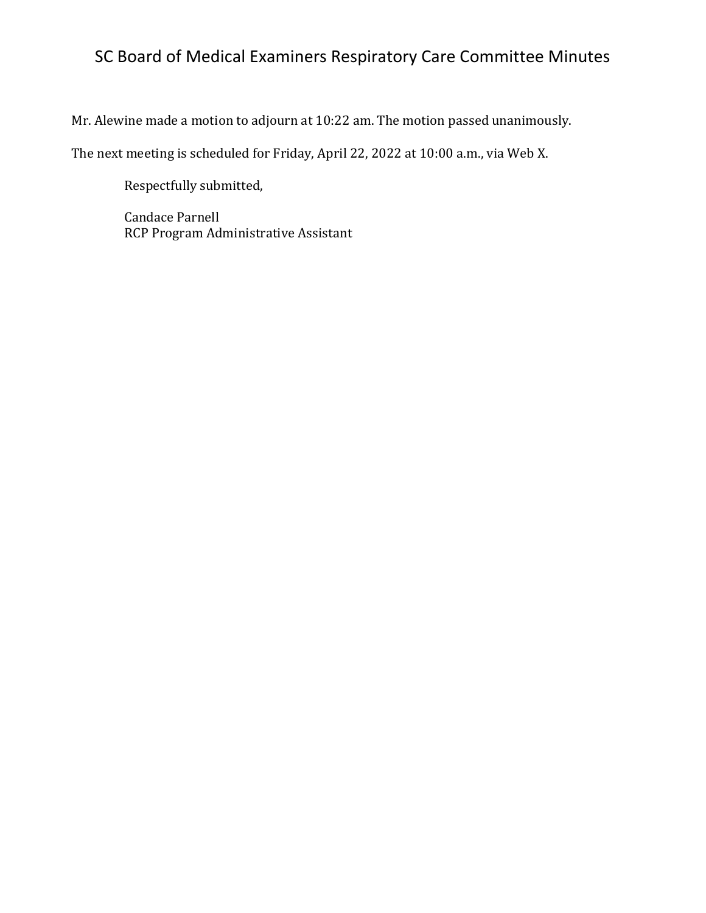Mr. Alewine made a motion to adjourn at 10:22 am. The motion passed unanimously.

The next meeting is scheduled for Friday, April 22, 2022 at 10:00 a.m., via Web X.

Respectfully submitted,

Candace Parnell
RCP Program Administrative Assistant